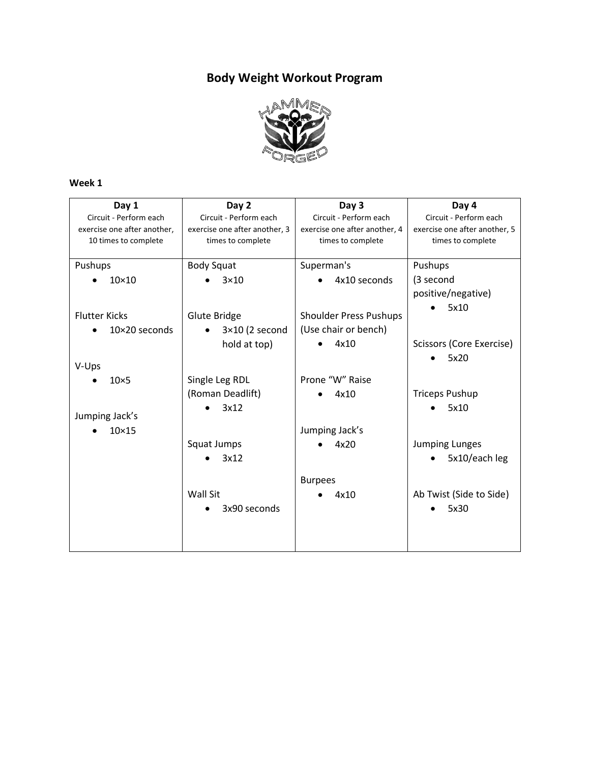# Body Weight Workout Program

**Week 1**

| **Day 1**<br>Circuit - Perform each exercise one after another, 10 times to complete | **Day 2**<br>Circuit - Perform each exercise one after another, 3 times to complete | **Day 3**<br>Circuit - Perform each exercise one after another, 4 times to complete | **Day 4**<br>Circuit - Perform each exercise one after another, 5 times to complete |
|---|---|---|---|
| Pushups<br>• 10×10<br><br>Flutter Kicks<br>• 10×20 seconds<br><br>V-Ups<br>• 10×5<br><br>Jumping Jack's<br>• 10×15 | Body Squat<br>• 3×10<br><br>Glute Bridge<br>• 3×10 (2 second hold at top)<br><br>Single Leg RDL (Roman Deadlift)<br>• 3x12<br><br>Squat Jumps<br>• 3x12<br><br>Wall Sit<br>• 3x90 seconds | Superman's<br>• 4x10 seconds<br><br>Shoulder Press Pushups (Use chair or bench)<br>• 4x10<br><br>Prone "W" Raise<br>• 4x10<br><br>Jumping Jack's<br>• 4x20<br><br>Burpees<br>• 4x10 | Pushups (3 second positive/negative)<br>• 5x10<br><br>Scissors (Core Exercise)<br>• 5x20<br><br>Triceps Pushup<br>• 5x10<br><br>Jumping Lunges<br>• 5x10/each leg<br><br>Ab Twist (Side to Side)<br>• 5x30 |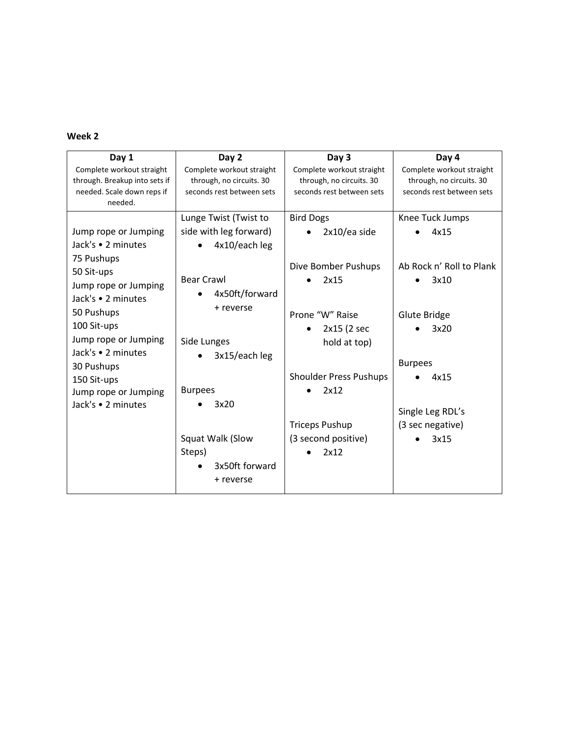**Week 2**

| Day 1<br>Complete workout straight through. Breakup into sets if needed. Scale down reps if needed. | Day 2<br>Complete workout straight through, no circuits. 30 seconds rest between sets | Day 3<br>Complete workout straight through, no circuits. 30 seconds rest between sets | Day 4<br>Complete workout straight through, no circuits. 30 seconds rest between sets |
|---|---|---|---|
| Jump rope or Jumping Jack's • 2 minutes<br>75 Pushups<br>50 Sit-ups<br>Jump rope or Jumping Jack's • 2 minutes<br>50 Pushups<br>100 Sit-ups<br>Jump rope or Jumping Jack's • 2 minutes<br>30 Pushups<br>150 Sit-ups<br>Jump rope or Jumping Jack's • 2 minutes | Lunge Twist (Twist to side with leg forward)<br>• 4x10/each leg<br><br>Bear Crawl<br>• 4x50ft/forward + reverse<br><br>Side Lunges<br>• 3x15/each leg<br><br>Burpees<br>• 3x20<br><br>Squat Walk (Slow Steps)<br>• 3x50ft forward + reverse | Bird Dogs<br>• 2x10/ea side<br><br>Dive Bomber Pushups<br>• 2x15<br><br>Prone "W" Raise<br>• 2x15 (2 sec hold at top)<br><br>Shoulder Press Pushups<br>• 2x12<br><br>Triceps Pushup (3 second positive)<br>• 2x12 | Knee Tuck Jumps<br>• 4x15<br><br>Ab Rock n' Roll to Plank<br>• 3x10<br><br>Glute Bridge<br>• 3x20<br><br>Burpees<br>• 4x15<br><br>Single Leg RDL's (3 sec negative)<br>• 3x15 |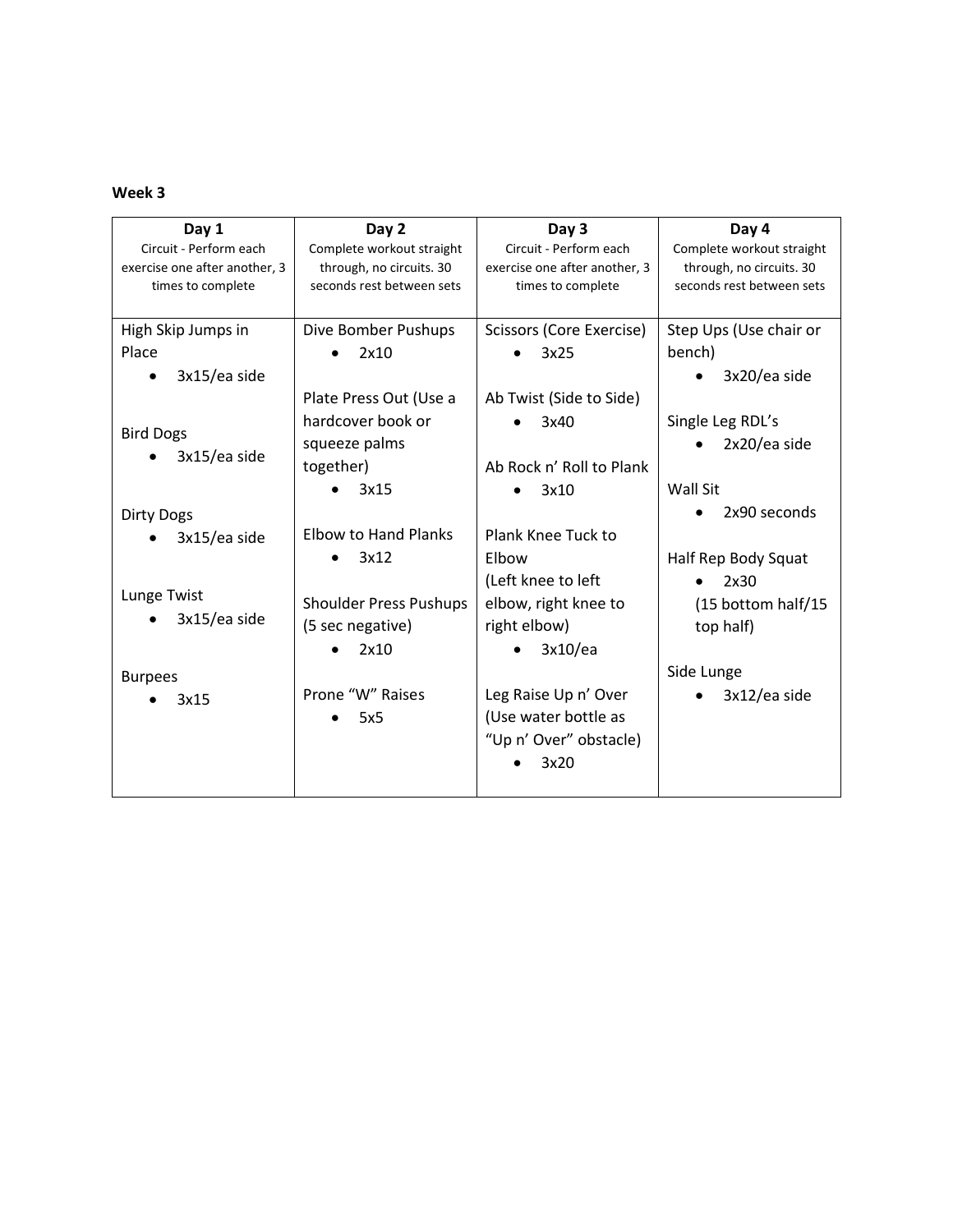**Week 3**

| **Day 1**<br>Circuit - Perform each exercise one after another, 3 times to complete | **Day 2**<br>Complete workout straight through, no circuits. 30 seconds rest between sets | **Day 3**<br>Circuit - Perform each exercise one after another, 3 times to complete | **Day 4**<br>Complete workout straight through, no circuits. 30 seconds rest between sets |
|---|---|---|---|
| High Skip Jumps in Place<br>• 3x15/ea side<br><br>Bird Dogs<br>• 3x15/ea side<br><br>Dirty Dogs<br>• 3x15/ea side<br><br>Lunge Twist<br>• 3x15/ea side<br><br>Burpees<br>• 3x15 | Dive Bomber Pushups<br>• 2x10<br><br>Plate Press Out (Use a hardcover book or squeeze palms together)<br>• 3x15<br><br>Elbow to Hand Planks<br>• 3x12<br><br>Shoulder Press Pushups (5 sec negative)<br>• 2x10<br><br>Prone "W" Raises<br>• 5x5 | Scissors (Core Exercise)<br>• 3x25<br><br>Ab Twist (Side to Side)<br>• 3x40<br><br>Ab Rock n' Roll to Plank<br>• 3x10<br><br>Plank Knee Tuck to Elbow (Left knee to left elbow, right knee to right elbow)<br>• 3x10/ea<br><br>Leg Raise Up n' Over (Use water bottle as "Up n' Over" obstacle)<br>• 3x20 | Step Ups (Use chair or bench)<br>• 3x20/ea side<br><br>Single Leg RDL's<br>• 2x20/ea side<br><br>Wall Sit<br>• 2x90 seconds<br><br>Half Rep Body Squat<br>• 2x30 (15 bottom half/15 top half)<br><br>Side Lunge<br>• 3x12/ea side |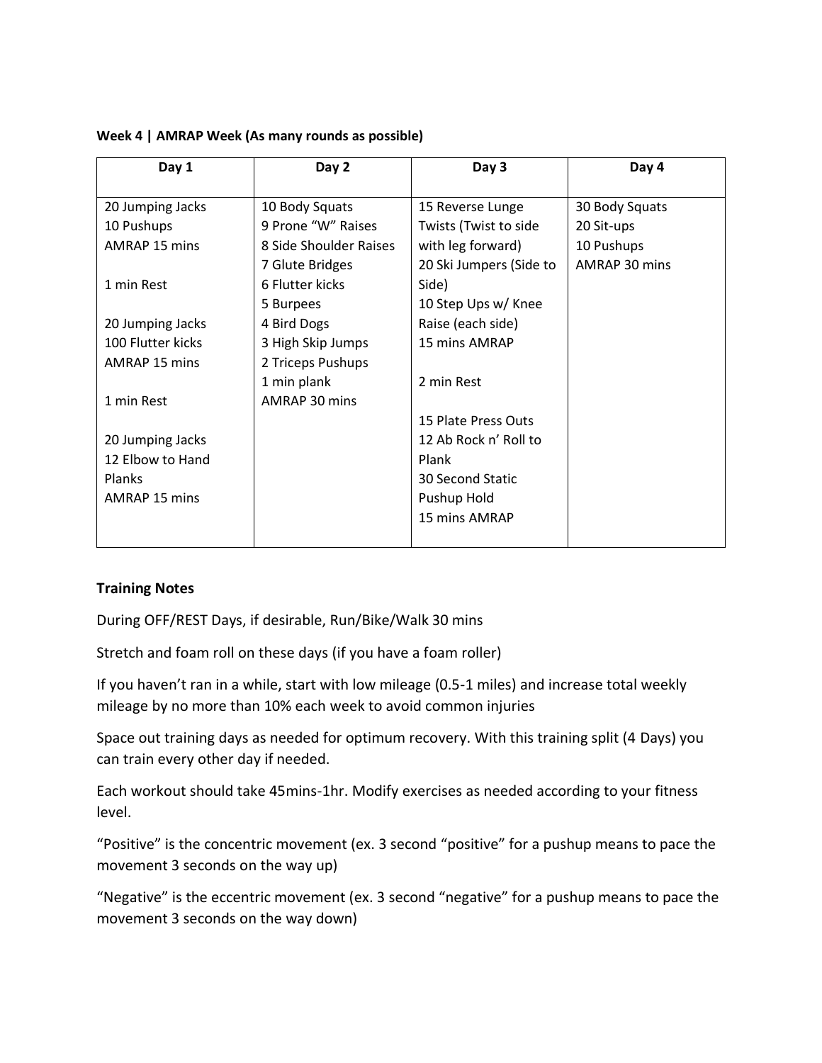**Week 4 | AMRAP Week (As many rounds as possible)**

| Day 1 | Day 2 | Day 3 | Day 4 |
|---|---|---|---|
| 20 Jumping Jacks<br>10 Pushups<br>AMRAP 15 mins<br><br>1 min Rest<br><br>20 Jumping Jacks<br>100 Flutter kicks<br>AMRAP 15 mins<br><br>1 min Rest<br><br>20 Jumping Jacks<br>12 Elbow to Hand Planks<br>AMRAP 15 mins | 10 Body Squats<br>9 Prone "W" Raises<br>8 Side Shoulder Raises<br>7 Glute Bridges<br>6 Flutter kicks<br>5 Burpees<br>4 Bird Dogs<br>3 High Skip Jumps<br>2 Triceps Pushups<br>1 min plank<br>AMRAP 30 mins | 15 Reverse Lunge Twists (Twist to side with leg forward)<br>20 Ski Jumpers (Side to Side)<br>10 Step Ups w/ Knee Raise (each side)<br>15 mins AMRAP<br><br>2 min Rest<br><br>15 Plate Press Outs<br>12 Ab Rock n' Roll to Plank<br>30 Second Static Pushup Hold<br>15 mins AMRAP | 30 Body Squats<br>20 Sit-ups<br>10 Pushups<br>AMRAP 30 mins |

**Training Notes**

During OFF/REST Days, if desirable, Run/Bike/Walk 30 mins

Stretch and foam roll on these days (if you have a foam roller)

If you haven't ran in a while, start with low mileage (0.5-1 miles) and increase total weekly mileage by no more than 10% each week to avoid common injuries

Space out training days as needed for optimum recovery. With this training split (4 Days) you can train every other day if needed.

Each workout should take 45mins-1hr. Modify exercises as needed according to your fitness level.

"Positive" is the concentric movement (ex. 3 second "positive" for a pushup means to pace the movement 3 seconds on the way up)

"Negative" is the eccentric movement (ex. 3 second "negative" for a pushup means to pace the movement 3 seconds on the way down)